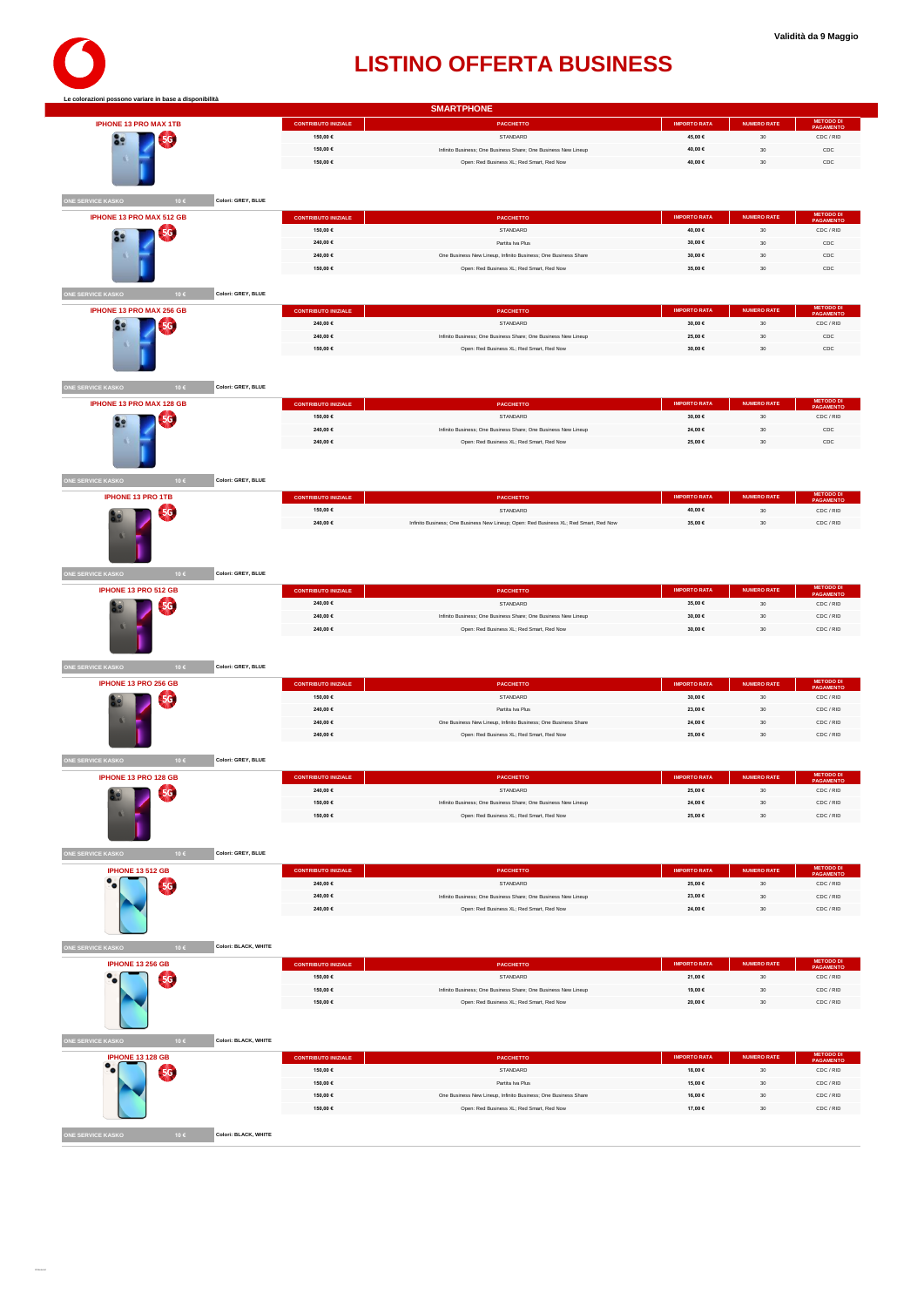Validità da 9 Maggio

# LISTINO OFFERTA BUSINESS

Le colorazioni possono variare in base a disponibilità

## SMARTPHONE

### IPHONE 13 PRO MAX 1TB

| CONTRIBUTO INIZIALE | PACCHETTO | IMPORTO RATA | NUMERO RATE | METODO DI PAGAMENTO |
|---|---|---|---|---|
| 150,00 € | STANDARD | 45,00 € | 30 | CDC / RID |
| 150,00 € | Infinito Business; One Business Share; One Business New Lineup | 40,00 € | 30 | CDC |
| 150,00 € | Open: Red Business XL; Red Smart, Red Now | 40,00 € | 30 | CDC |

ONE SERVICE KASKO 10 € — Colori: GREY, BLUE

### IPHONE 13 PRO MAX 512 GB

| CONTRIBUTO INIZIALE | PACCHETTO | IMPORTO RATA | NUMERO RATE | METODO DI PAGAMENTO |
|---|---|---|---|---|
| 150,00 € | STANDARD | 40,00 € | 30 | CDC / RID |
| 240,00 € | Partita Iva Plus | 30,00 € | 30 | CDC |
| 240,00 € | One Business New Lineup, Infinito Business; One Business Share | 30,00 € | 30 | CDC |
| 150,00 € | Open: Red Business XL; Red Smart, Red Now | 35,00 € | 30 | CDC |

ONE SERVICE KASKO 10 € — Colori: GREY, BLUE

### IPHONE 13 PRO MAX 256 GB

| CONTRIBUTO INIZIALE | PACCHETTO | IMPORTO RATA | NUMERO RATE | METODO DI PAGAMENTO |
|---|---|---|---|---|
| 240,00 € | STANDARD | 30,00 € | 30 | CDC / RID |
| 240,00 € | Infinito Business; One Business Share; One Business New Lineup | 25,00 € | 30 | CDC |
| 150,00 € | Open: Red Business XL; Red Smart, Red Now | 30,00 € | 30 | CDC |

ONE SERVICE KASKO 10 € — Colori: GREY, BLUE

### IPHONE 13 PRO MAX 128 GB

| CONTRIBUTO INIZIALE | PACCHETTO | IMPORTO RATA | NUMERO RATE | METODO DI PAGAMENTO |
|---|---|---|---|---|
| 150,00 € | STANDARD | 30,00 € | 30 | CDC / RID |
| 240,00 € | Infinito Business; One Business Share; One Business New Lineup | 24,00 € | 30 | CDC |
| 240,00 € | Open: Red Business XL; Red Smart, Red Now | 25,00 € | 30 | CDC |

ONE SERVICE KASKO 10 € — Colori: GREY, BLUE

### IPHONE 13 PRO 1TB

| CONTRIBUTO INIZIALE | PACCHETTO | IMPORTO RATA | NUMERO RATE | METODO DI PAGAMENTO |
|---|---|---|---|---|
| 150,00 € | STANDARD | 40,00 € | 30 | CDC / RID |
| 240,00 € | Infinito Business; One Business New Lineup; Open: Red Business XL; Red Smart, Red Now | 35,00 € | 30 | CDC / RID |

ONE SERVICE KASKO 10 € — Colori: GREY, BLUE

### IPHONE 13 PRO 512 GB

| CONTRIBUTO INIZIALE | PACCHETTO | IMPORTO RATA | NUMERO RATE | METODO DI PAGAMENTO |
|---|---|---|---|---|
| 240,00 € | STANDARD | 35,00 € | 30 | CDC / RID |
| 240,00 € | Infinito Business; One Business Share; One Business New Lineup | 30,00 € | 30 | CDC / RID |
| 240,00 € | Open: Red Business XL; Red Smart, Red Now | 30,00 € | 30 | CDC / RID |

ONE SERVICE KASKO 10 € — Colori: GREY, BLUE

### IPHONE 13 PRO 256 GB

| CONTRIBUTO INIZIALE | PACCHETTO | IMPORTO RATA | NUMERO RATE | METODO DI PAGAMENTO |
|---|---|---|---|---|
| 150,00 € | STANDARD | 30,00 € | 30 | CDC / RID |
| 240,00 € | Partita Iva Plus | 23,00 € | 30 | CDC / RID |
| 240,00 € | One Business New Lineup, Infinito Business; One Business Share | 24,00 € | 30 | CDC / RID |
| 240,00 € | Open: Red Business XL; Red Smart, Red Now | 25,00 € | 30 | CDC / RID |

ONE SERVICE KASKO 10 € — Colori: GREY, BLUE

### IPHONE 13 PRO 128 GB

| CONTRIBUTO INIZIALE | PACCHETTO | IMPORTO RATA | NUMERO RATE | METODO DI PAGAMENTO |
|---|---|---|---|---|
| 240,00 € | STANDARD | 25,00 € | 30 | CDC / RID |
| 150,00 € | Infinito Business; One Business Share; One Business New Lineup | 24,00 € | 30 | CDC / RID |
| 150,00 € | Open: Red Business XL; Red Smart, Red Now | 25,00 € | 30 | CDC / RID |

ONE SERVICE KASKO 10 € — Colori: GREY, BLUE

### IPHONE 13 512 GB

| CONTRIBUTO INIZIALE | PACCHETTO | IMPORTO RATA | NUMERO RATE | METODO DI PAGAMENTO |
|---|---|---|---|---|
| 240,00 € | STANDARD | 25,00 € | 30 | CDC / RID |
| 240,00 € | Infinito Business; One Business Share; One Business New Lineup | 23,00 € | 30 | CDC / RID |
| 240,00 € | Open: Red Business XL; Red Smart, Red Now | 24,00 € | 30 | CDC / RID |

ONE SERVICE KASKO 10 € — Colori: BLACK, WHITE

### IPHONE 13 256 GB

| CONTRIBUTO INIZIALE | PACCHETTO | IMPORTO RATA | NUMERO RATE | METODO DI PAGAMENTO |
|---|---|---|---|---|
| 150,00 € | STANDARD | 21,00 € | 30 | CDC / RID |
| 150,00 € | Infinito Business; One Business Share; One Business New Lineup | 19,00 € | 30 | CDC / RID |
| 150,00 € | Open: Red Business XL; Red Smart, Red Now | 20,00 € | 30 | CDC / RID |

ONE SERVICE KASKO 10 € — Colori: BLACK, WHITE

### IPHONE 13 128 GB

| CONTRIBUTO INIZIALE | PACCHETTO | IMPORTO RATA | NUMERO RATE | METODO DI PAGAMENTO |
|---|---|---|---|---|
| 150,00 € | STANDARD | 18,00 € | 30 | CDC / RID |
| 150,00 € | Partita Iva Plus | 15,00 € | 30 | CDC / RID |
| 150,00 € | One Business New Lineup, Infinito Business; One Business Share | 16,00 € | 30 | CDC / RID |
| 150,00 € | Open: Red Business XL; Red Smart, Red Now | 17,00 € | 30 | CDC / RID |

ONE SERVICE KASKO 10 € — Colori: BLACK, WHITE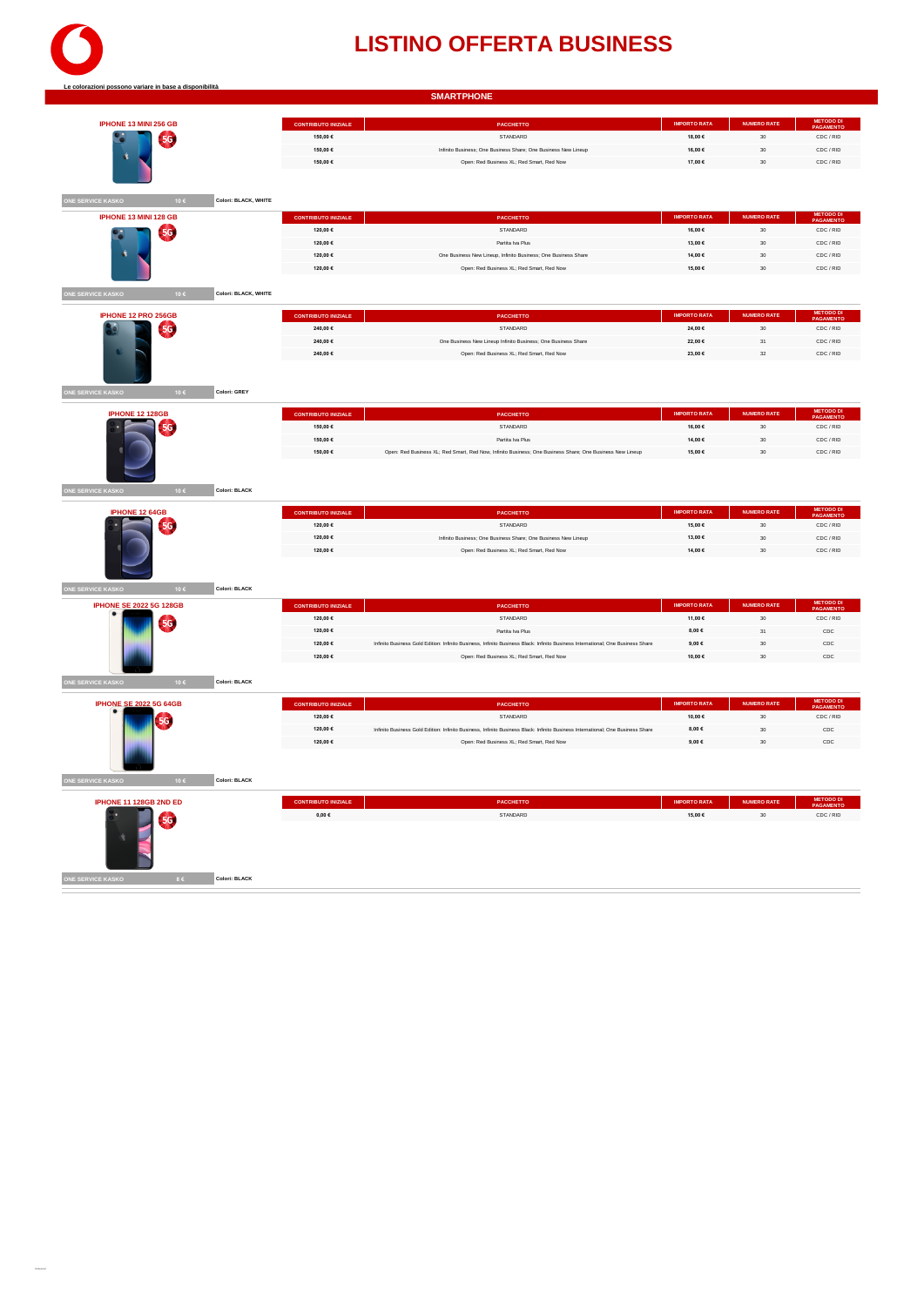# LISTINO OFFERTA BUSINESS

Le colorazioni possono variare in base a disponibilità

## SMARTPHONE

### IPHONE 13 MINI 256 GB

| CONTRIBUTO INIZIALE | PACCHETTO | IMPORTO RATA | NUMERO RATE | METODO DI PAGAMENTO |
|---|---|---|---|---|
| 150,00 € | STANDARD | 18,00 € | 30 | CDC / RID |
| 150,00 € | Infinito Business; One Business Share; One Business New Lineup | 16,00 € | 30 | CDC / RID |
| 150,00 € | Open: Red Business XL; Red Smart, Red Now | 17,00 € | 30 | CDC / RID |

ONE SERVICE KASKO 10 € — Colori: BLACK, WHITE

### IPHONE 13 MINI 128 GB

| CONTRIBUTO INIZIALE | PACCHETTO | IMPORTO RATA | NUMERO RATE | METODO DI PAGAMENTO |
|---|---|---|---|---|
| 120,00 € | STANDARD | 16,00 € | 30 | CDC / RID |
| 120,00 € | Partita Iva Plus | 13,00 € | 30 | CDC / RID |
| 120,00 € | One Business New Lineup, Infinito Business; One Business Share | 14,00 € | 30 | CDC / RID |
| 120,00 € | Open: Red Business XL; Red Smart, Red Now | 15,00 € | 30 | CDC / RID |

ONE SERVICE KASKO 10 € — Colori: BLACK, WHITE

### IPHONE 12 PRO 256GB

| CONTRIBUTO INIZIALE | PACCHETTO | IMPORTO RATA | NUMERO RATE | METODO DI PAGAMENTO |
|---|---|---|---|---|
| 240,00 € | STANDARD | 24,00 € | 30 | CDC / RID |
| 240,00 € | One Business New Lineup Infinito Business; One Business Share | 22,00 € | 31 | CDC / RID |
| 240,00 € | Open: Red Business XL; Red Smart, Red Now | 23,00 € | 32 | CDC / RID |

ONE SERVICE KASKO 10 € — Colori: GREY

### IPHONE 12 128GB

| CONTRIBUTO INIZIALE | PACCHETTO | IMPORTO RATA | NUMERO RATE | METODO DI PAGAMENTO |
|---|---|---|---|---|
| 150,00 € | STANDARD | 16,00 € | 30 | CDC / RID |
| 150,00 € | Partita Iva Plus | 14,00 € | 30 | CDC / RID |
| 150,00 € | Open: Red Business XL; Red Smart, Red Now; Infinito Business; One Business Share; One Business New Lineup | 15,00 € | 30 | CDC / RID |

ONE SERVICE KASKO 10 € — Colori: BLACK

### IPHONE 12 64GB

| CONTRIBUTO INIZIALE | PACCHETTO | IMPORTO RATA | NUMERO RATE | METODO DI PAGAMENTO |
|---|---|---|---|---|
| 120,00 € | STANDARD | 15,00 € | 30 | CDC / RID |
| 120,00 € | Infinito Business; One Business Share; One Business New Lineup | 13,00 € | 30 | CDC / RID |
| 120,00 € | Open: Red Business XL; Red Smart, Red Now | 14,00 € | 30 | CDC / RID |

ONE SERVICE KASKO 10 € — Colori: BLACK

### IPHONE SE 2022 5G 128GB

| CONTRIBUTO INIZIALE | PACCHETTO | IMPORTO RATA | NUMERO RATE | METODO DI PAGAMENTO |
|---|---|---|---|---|
| 120,00 € | STANDARD | 11,00 € | 30 | CDC / RID |
| 120,00 € | Partita Iva Plus | 8,00 € | 31 | CDC |
| 120,00 € | Infinito Business Gold Edition: Infinito Business, Infinito Business Black: Infinito Business International; One Business Share | 9,00 € | 30 | CDC |
| 120,00 € | Open: Red Business XL; Red Smart, Red Now | 10,00 € | 30 | CDC |

ONE SERVICE KASKO 10 € — Colori: BLACK

### IPHONE SE 2022 5G 64GB

| CONTRIBUTO INIZIALE | PACCHETTO | IMPORTO RATA | NUMERO RATE | METODO DI PAGAMENTO |
|---|---|---|---|---|
| 120,00 € | STANDARD | 10,00 € | 30 | CDC / RID |
| 120,00 € | Infinito Business Gold Edition: Infinito Business, Infinito Business Black: Infinito Business International; One Business Share | 8,00 € | 30 | CDC |
| 120,00 € | Open: Red Business XL; Red Smart, Red Now | 9,00 € | 30 | CDC |

ONE SERVICE KASKO 10 € — Colori: BLACK

### IPHONE 11 128GB 2ND ED

| CONTRIBUTO INIZIALE | PACCHETTO | IMPORTO RATA | NUMERO RATE | METODO DI PAGAMENTO |
|---|---|---|---|---|
| 0,00 € | STANDARD | 15,00 € | 30 | CDC / RID |

ONE SERVICE KASKO 8 € — Colori: BLACK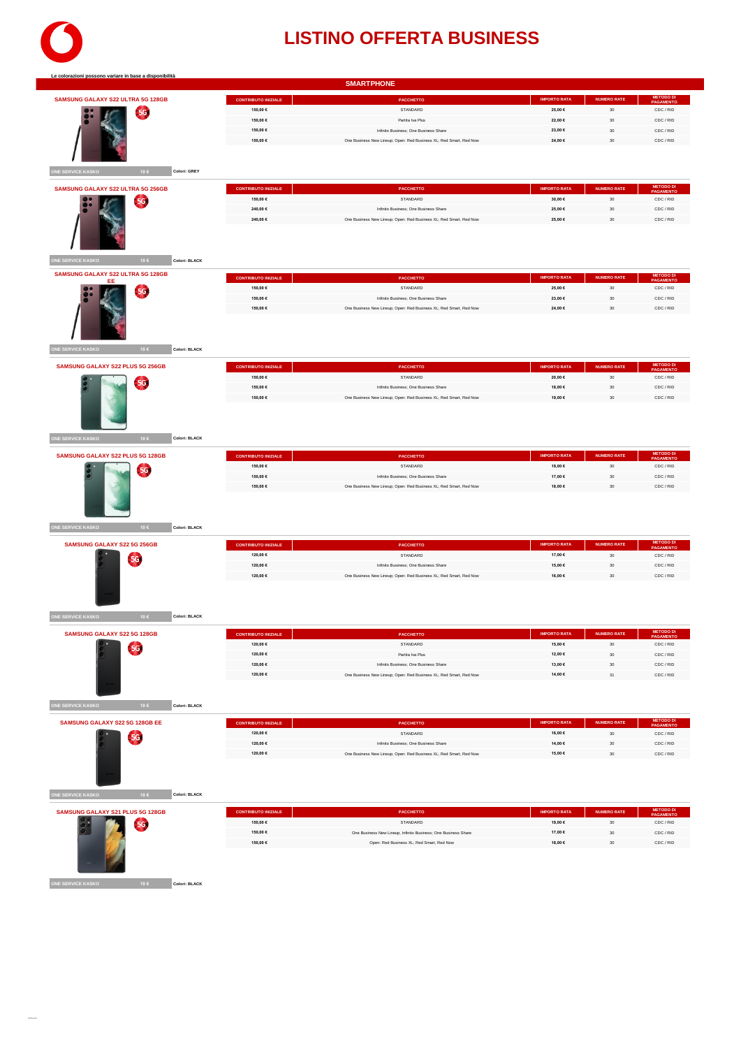# LISTINO OFFERTA BUSINESS

Le colorazioni possono variare in base a disponibilità

## SMARTPHONE

### SAMSUNG GALAXY S22 ULTRA 5G 128GB

| CONTRIBUTO INIZIALE | PACCHETTO | IMPORTO RATA | NUMERO RATE | METODO DI PAGAMENTO |
|---|---|---|---|---|
| 150,00 € | STANDARD | 25,00 € | 30 | CDC / RID |
| 150,00 € | Partita Iva Plus | 22,00 € | 30 | CDC / RID |
| 150,00 € | Infinito Business; One Business Share | 23,00 € | 30 | CDC / RID |
| 150,00 € | One Business New Lineup; Open: Red Business XL; Red Smart, Red Now | 24,00 € | 30 | CDC / RID |

ONE SERVICE KASKO 10 € — Colori: GREY

### SAMSUNG GALAXY S22 ULTRA 5G 256GB

| CONTRIBUTO INIZIALE | PACCHETTO | IMPORTO RATA | NUMERO RATE | METODO DI PAGAMENTO |
|---|---|---|---|---|
| 150,00 € | STANDARD | 30,00 € | 30 | CDC / RID |
| 240,00 € | Infinito Business; One Business Share | 25,00 € | 30 | CDC / RID |
| 240,00 € | One Business New Lineup; Open: Red Business XL; Red Smart, Red Now | 25,00 € | 30 | CDC / RID |

ONE SERVICE KASKO 10 € — Colori: BLACK

### SAMSUNG GALAXY S22 ULTRA 5G 128GB EE

| CONTRIBUTO INIZIALE | PACCHETTO | IMPORTO RATA | NUMERO RATE | METODO DI PAGAMENTO |
|---|---|---|---|---|
| 150,00 € | STANDARD | 25,00 € | 30 | CDC / RID |
| 150,00 € | Infinito Business; One Business Share | 23,00 € | 30 | CDC / RID |
| 150,00 € | One Business New Lineup; Open: Red Business XL; Red Smart, Red Now | 24,00 € | 30 | CDC / RID |

ONE SERVICE KASKO 10 € — Colori: BLACK

### SAMSUNG GALAXY S22 PLUS 5G 256GB

| CONTRIBUTO INIZIALE | PACCHETTO | IMPORTO RATA | NUMERO RATE | METODO DI PAGAMENTO |
|---|---|---|---|---|
| 150,00 € | STANDARD | 20,00 € | 30 | CDC / RID |
| 150,00 € | Infinito Business; One Business Share | 18,00 € | 30 | CDC / RID |
| 150,00 € | One Business New Lineup; Open: Red Business XL; Red Smart, Red Now | 19,00 € | 30 | CDC / RID |

ONE SERVICE KASKO 10 € — Colori: BLACK

### SAMSUNG GALAXY S22 PLUS 5G 128GB

| CONTRIBUTO INIZIALE | PACCHETTO | IMPORTO RATA | NUMERO RATE | METODO DI PAGAMENTO |
|---|---|---|---|---|
| 150,00 € | STANDARD | 19,00 € | 30 | CDC / RID |
| 150,00 € | Infinito Business; One Business Share | 17,00 € | 30 | CDC / RID |
| 150,00 € | One Business New Lineup; Open: Red Business XL; Red Smart, Red Now | 18,00 € | 30 | CDC / RID |

ONE SERVICE KASKO 10 € — Colori: BLACK

### SAMSUNG GALAXY S22 5G 256GB

| CONTRIBUTO INIZIALE | PACCHETTO | IMPORTO RATA | NUMERO RATE | METODO DI PAGAMENTO |
|---|---|---|---|---|
| 120,00 € | STANDARD | 17,00 € | 30 | CDC / RID |
| 120,00 € | Infinito Business; One Business Share | 15,00 € | 30 | CDC / RID |
| 120,00 € | One Business New Lineup; Open: Red Business XL; Red Smart, Red Now | 16,00 € | 30 | CDC / RID |

ONE SERVICE KASKO 10 € — Colori: BLACK

### SAMSUNG GALAXY S22 5G 128GB

| CONTRIBUTO INIZIALE | PACCHETTO | IMPORTO RATA | NUMERO RATE | METODO DI PAGAMENTO |
|---|---|---|---|---|
| 120,00 € | STANDARD | 15,00 € | 30 | CDC / RID |
| 120,00 € | Partita Iva Plus | 12,00 € | 30 | CDC / RID |
| 120,00 € | Infinito Business; One Business Share | 13,00 € | 30 | CDC / RID |
| 120,00 € | One Business New Lineup; Open: Red Business XL; Red Smart, Red Now | 14,00 € | 31 | CDC / RID |

ONE SERVICE KASKO 10 € — Colori: BLACK

### SAMSUNG GALAXY S22 5G 128GB EE

| CONTRIBUTO INIZIALE | PACCHETTO | IMPORTO RATA | NUMERO RATE | METODO DI PAGAMENTO |
|---|---|---|---|---|
| 120,00 € | STANDARD | 16,00 € | 30 | CDC / RID |
| 120,00 € | Infinito Business; One Business Share | 14,00 € | 30 | CDC / RID |
| 120,00 € | One Business New Lineup; Open: Red Business XL; Red Smart, Red Now | 15,00 € | 30 | CDC / RID |

ONE SERVICE KASKO 10 € — Colori: BLACK

### SAMSUNG GALAXY S21 PLUS 5G 128GB

| CONTRIBUTO INIZIALE | PACCHETTO | IMPORTO RATA | NUMERO RATE | METODO DI PAGAMENTO |
|---|---|---|---|---|
| 150,00 € | STANDARD | 19,00 € | 30 | CDC / RID |
| 150,00 € | One Business New Lineup, Infinito Business; One Business Share | 17,00 € | 30 | CDC / RID |
| 150,00 € | Open: Red Business XL; Red Smart, Red Now | 18,00 € | 30 | CDC / RID |

ONE SERVICE KASKO 10 € — Colori: BLACK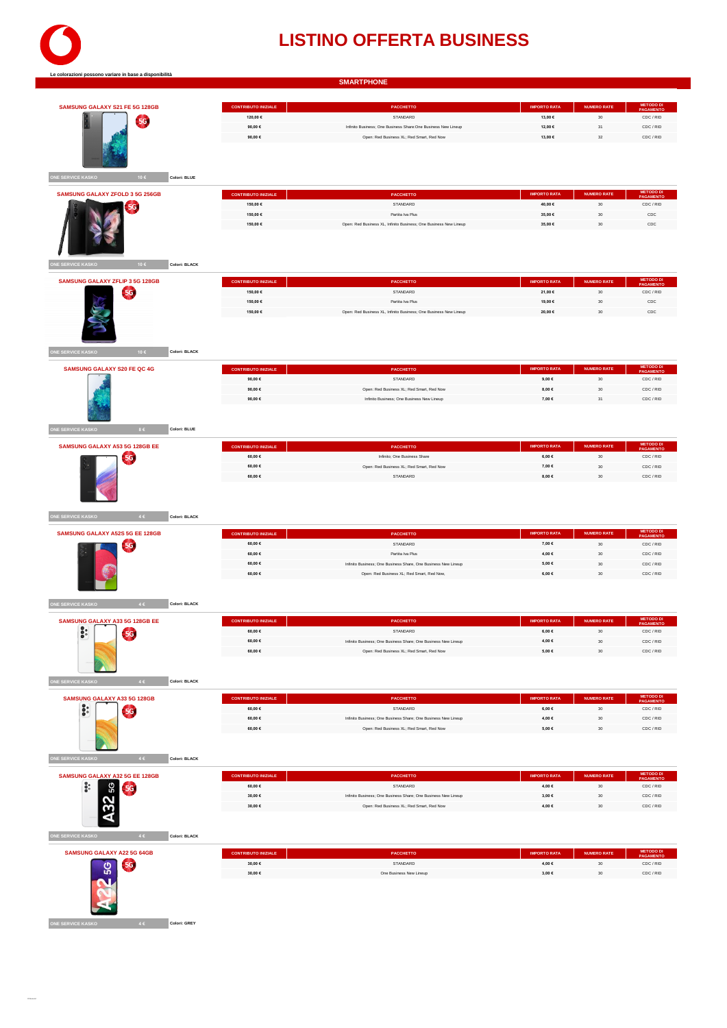# LISTINO OFFERTA BUSINESS

Le colorazioni possono variare in base a disponibilità

## SMARTPHONE

### SAMSUNG GALAXY S21 FE 5G 128GB

| CONTRIBUTO INIZIALE | PACCHETTO | IMPORTO RATA | NUMERO RATE | METODO DI PAGAMENTO |
|---|---|---|---|---|
| 120,00 € | STANDARD | 13,00 € | 30 | CDC / RID |
| 90,00 € | Infinito Business; One Business Share;One Business New Lineup | 12,00 € | 31 | CDC / RID |
| 90,00 € | Open: Red Business XL; Red Smart, Red Now | 13,00 € | 32 | CDC / RID |

ONE SERVICE KASKO 10 € — Colori: BLUE

### SAMSUNG GALAXY ZFOLD 3 5G 256GB

| CONTRIBUTO INIZIALE | PACCHETTO | IMPORTO RATA | NUMERO RATE | METODO DI PAGAMENTO |
|---|---|---|---|---|
| 150,00 € | STANDARD | 40,00 € | 30 | CDC / RID |
| 150,00 € | Partita Iva Plus | 35,00 € | 30 | CDC |
| 150,00 € | Open: Red Business XL; Infinito Business; One Business New Lineup | 35,00 € | 30 | CDC |

ONE SERVICE KASKO 10 € — Colori: BLACK

### SAMSUNG GALAXY ZFLIP 3 5G 128GB

| CONTRIBUTO INIZIALE | PACCHETTO | IMPORTO RATA | NUMERO RATE | METODO DI PAGAMENTO |
|---|---|---|---|---|
| 150,00 € | STANDARD | 21,00 € | 30 | CDC / RID |
| 150,00 € | Partita Iva Plus | 19,00 € | 30 | CDC |
| 150,00 € | Open: Red Business XL; Infinito Business; One Business New Lineup | 20,00 € | 30 | CDC |

ONE SERVICE KASKO 10 € — Colori: BLACK

### SAMSUNG GALAXY S20 FE QC 4G

| CONTRIBUTO INIZIALE | PACCHETTO | IMPORTO RATA | NUMERO RATE | METODO DI PAGAMENTO |
|---|---|---|---|---|
| 90,00 € | STANDARD | 9,00 € | 30 | CDC / RID |
| 90,00 € | Open: Red Business XL; Red Smart, Red Now | 8,00 € | 30 | CDC / RID |
| 90,00 € | Infinito Business; One Business New Lineup | 7,00 € | 31 | CDC / RID |

ONE SERVICE KASKO 8 € — Colori: BLUE

### SAMSUNG GALAXY A53 5G 128GB EE

| CONTRIBUTO INIZIALE | PACCHETTO | IMPORTO RATA | NUMERO RATE | METODO DI PAGAMENTO |
|---|---|---|---|---|
| 60,00 € | Infinito; One Business Share | 6,00 € | 30 | CDC / RID |
| 60,00 € | Open: Red Business XL; Red Smart, Red Now | 7,00 € | 30 | CDC / RID |
| 60,00 € | STANDARD | 8,00 € | 30 | CDC / RID |

ONE SERVICE KASKO 4 € — Colori: BLACK

### SAMSUNG GALAXY A52S 5G EE 128GB

| CONTRIBUTO INIZIALE | PACCHETTO | IMPORTO RATA | NUMERO RATE | METODO DI PAGAMENTO |
|---|---|---|---|---|
| 60,00 € | STANDARD | 7,00 € | 30 | CDC / RID |
| 60,00 € | Partita Iva Plus | 4,00 € | 30 | CDC / RID |
| 60,00 € | Infinito Business; One Business Share, One Business New Lineup | 5,00 € | 30 | CDC / RID |
| 60,00 € | Open: Red Business XL; Red Smart, Red Now, | 6,00 € | 30 | CDC / RID |

ONE SERVICE KASKO 4 € — Colori: BLACK

### SAMSUNG GALAXY A33 5G 128GB EE

| CONTRIBUTO INIZIALE | PACCHETTO | IMPORTO RATA | NUMERO RATE | METODO DI PAGAMENTO |
|---|---|---|---|---|
| 60,00 € | STANDARD | 6,00 € | 30 | CDC / RID |
| 60,00 € | Infinito Business; One Business Share; One Business New Lineup | 4,00 € | 30 | CDC / RID |
| 60,00 € | Open: Red Business XL; Red Smart, Red Now | 5,00 € | 30 | CDC / RID |

ONE SERVICE KASKO 4 € — Colori: BLACK

### SAMSUNG GALAXY A33 5G 128GB

| CONTRIBUTO INIZIALE | PACCHETTO | IMPORTO RATA | NUMERO RATE | METODO DI PAGAMENTO |
|---|---|---|---|---|
| 60,00 € | STANDARD | 6,00 € | 30 | CDC / RID |
| 60,00 € | Infinito Business; One Business Share; One Business New Lineup | 4,00 € | 30 | CDC / RID |
| 60,00 € | Open: Red Business XL; Red Smart, Red Now | 5,00 € | 30 | CDC / RID |

ONE SERVICE KASKO 4 € — Colori: BLACK

### SAMSUNG GALAXY A32 5G EE 128GB

| CONTRIBUTO INIZIALE | PACCHETTO | IMPORTO RATA | NUMERO RATE | METODO DI PAGAMENTO |
|---|---|---|---|---|
| 60,00 € | STANDARD | 4,00 € | 30 | CDC / RID |
| 30,00 € | Infinito Business; One Business Share; One Business New Lineup | 3,00 € | 30 | CDC / RID |
| 30,00 € | Open: Red Business XL; Red Smart, Red Now | 4,00 € | 30 | CDC / RID |

ONE SERVICE KASKO 4 € — Colori: BLACK

### SAMSUNG GALAXY A22 5G 64GB

| CONTRIBUTO INIZIALE | PACCHETTO | IMPORTO RATA | NUMERO RATE | METODO DI PAGAMENTO |
|---|---|---|---|---|
| 30,00 € | STANDARD | 4,00 € | 30 | CDC / RID |
| 30,00 € | One Business New Lineup | 3,00 € | 30 | CDC / RID |

ONE SERVICE KASKO 4 € — Colori: GREY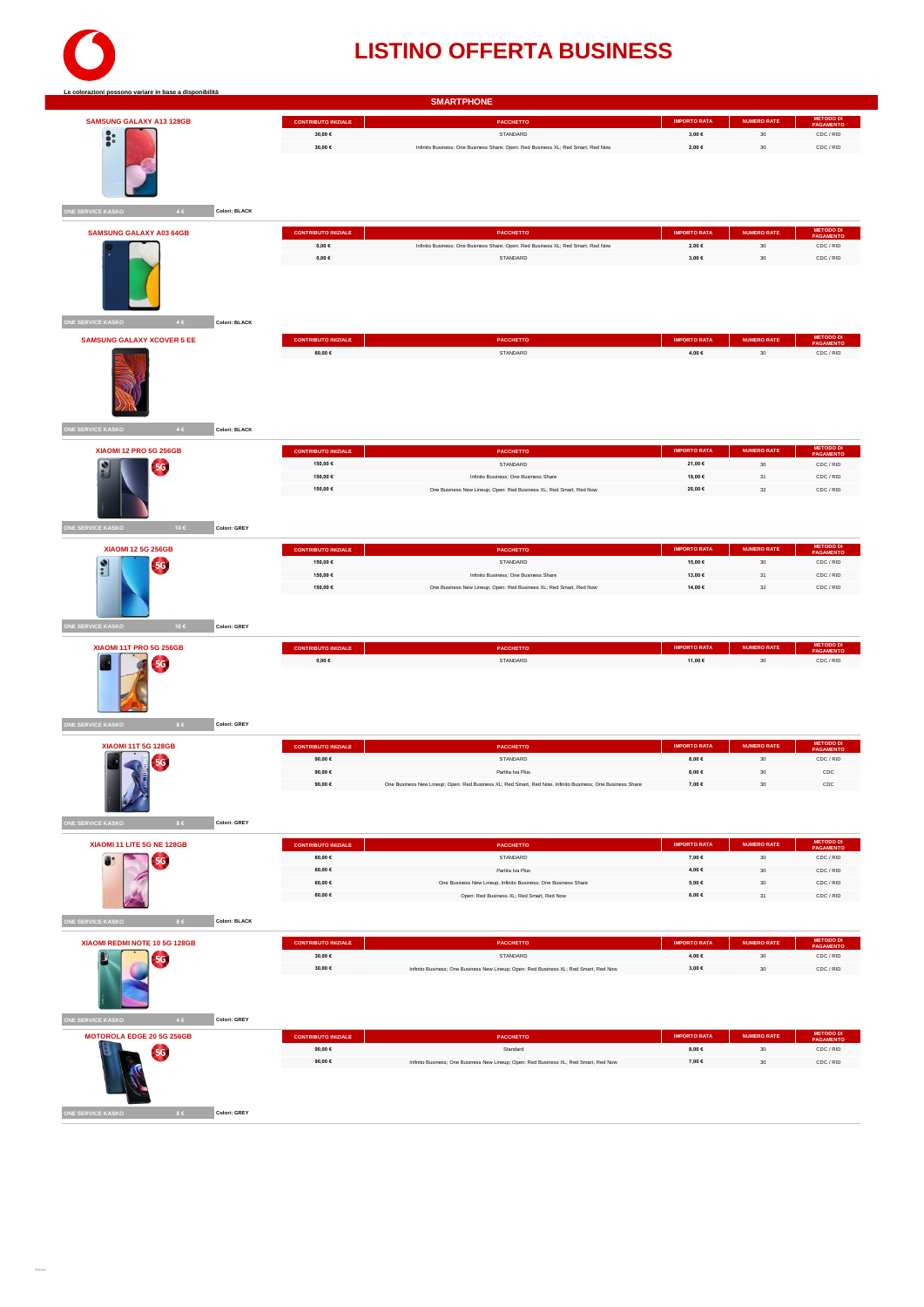# LISTINO OFFERTA BUSINESS

Le colorazioni possono variare in base a disponibilità

## SMARTPHONE

### SAMSUNG GALAXY A13 128GB

| CONTRIBUTO INIZIALE | PACCHETTO | IMPORTO RATA | NUMERO RATE | METODO DI PAGAMENTO |
|---|---|---|---|---|
| 30,00 € | STANDARD | 3,00 € | 30 | CDC / RID |
| 30,00 € | Infinito Business; One Business Share; Open: Red Business XL; Red Smart, Red Now | 2,00 € | 30 | CDC / RID |

ONE SERVICE KASKO 4 € — Colori: BLACK

### SAMSUNG GALAXY A03 64GB

| CONTRIBUTO INIZIALE | PACCHETTO | IMPORTO RATA | NUMERO RATE | METODO DI PAGAMENTO |
|---|---|---|---|---|
| 0,00 € | Infinito Business; One Business Share; Open: Red Business XL; Red Smart, Red Now | 2,00 € | 30 | CDC / RID |
| 0,00 € | STANDARD | 3,00 € | 30 | CDC / RID |

ONE SERVICE KASKO 4 € — Colori: BLACK

### SAMSUNG GALAXY XCOVER 5 EE

| CONTRIBUTO INIZIALE | PACCHETTO | IMPORTO RATA | NUMERO RATE | METODO DI PAGAMENTO |
|---|---|---|---|---|
| 60,00 € | STANDARD | 4,00 € | 30 | CDC / RID |

ONE SERVICE KASKO 4 € — Colori: BLACK

### XIAOMI 12 PRO 5G 256GB

| CONTRIBUTO INIZIALE | PACCHETTO | IMPORTO RATA | NUMERO RATE | METODO DI PAGAMENTO |
|---|---|---|---|---|
| 150,00 € | STANDARD | 21,00 € | 30 | CDC / RID |
| 150,00 € | Infinito Business; One Business Share | 19,00 € | 31 | CDC / RID |
| 150,00 € | One Business New Lineup; Open: Red Business XL; Red Smart, Red Now | 20,00 € | 32 | CDC / RID |

ONE SERVICE KASKO 10 € — Colori: GREY

### XIAOMI 12 5G 256GB

| CONTRIBUTO INIZIALE | PACCHETTO | IMPORTO RATA | NUMERO RATE | METODO DI PAGAMENTO |
|---|---|---|---|---|
| 150,00 € | STANDARD | 15,00 € | 30 | CDC / RID |
| 150,00 € | Infinito Business; One Business Share | 13,00 € | 31 | CDC / RID |
| 150,00 € | One Business New Lineup; Open: Red Business XL; Red Smart, Red Now | 14,00 € | 32 | CDC / RID |

ONE SERVICE KASKO 10 € — Colori: GREY

### XIAOMI 11T PRO 5G 256GB

| CONTRIBUTO INIZIALE | PACCHETTO | IMPORTO RATA | NUMERO RATE | METODO DI PAGAMENTO |
|---|---|---|---|---|
| 0,00 € | STANDARD | 11,00 € | 30 | CDC / RID |

ONE SERVICE KASKO 8 € — Colori: GREY

### XIAOMI 11T 5G 128GB

| CONTRIBUTO INIZIALE | PACCHETTO | IMPORTO RATA | NUMERO RATE | METODO DI PAGAMENTO |
|---|---|---|---|---|
| 90,00 € | STANDARD | 8,00 € | 30 | CDC / RID |
| 90,00 € | Partita Iva Plus | 6,00 € | 30 | CDC |
| 90,00 € | One Business New Lineup; Open: Red Business XL; Red Smart, Red Now, Infinito Business; One Business Share | 7,00 € | 30 | CDC |

ONE SERVICE KASKO 8 € — Colori: GREY

### XIAOMI 11 LITE 5G NE 128GB

| CONTRIBUTO INIZIALE | PACCHETTO | IMPORTO RATA | NUMERO RATE | METODO DI PAGAMENTO |
|---|---|---|---|---|
| 60,00 € | STANDARD | 7,00 € | 30 | CDC / RID |
| 60,00 € | Partita Iva Plus | 4,00 € | 30 | CDC / RID |
| 60,00 € | One Business New Lineup, Infinito Business; One Business Share | 5,00 € | 30 | CDC / RID |
| 60,00 € | Open: Red Business XL; Red Smart, Red Now | 6,00 € | 31 | CDC / RID |

ONE SERVICE KASKO 8 € — Colori: BLACK

### XIAOMI REDMI NOTE 10 5G 128GB

| CONTRIBUTO INIZIALE | PACCHETTO | IMPORTO RATA | NUMERO RATE | METODO DI PAGAMENTO |
|---|---|---|---|---|
| 30,00 € | STANDARD | 4,00 € | 30 | CDC / RID |
| 30,00 € | Infinito Business; One Business New Lineup; Open: Red Business XL; Red Smart, Red Now | 3,00 € | 30 | CDC / RID |

ONE SERVICE KASKO 4 € — Colori: GREY

### MOTOROLA EDGE 20 5G 256GB

| CONTRIBUTO INIZIALE | PACCHETTO | IMPORTO RATA | NUMERO RATE | METODO DI PAGAMENTO |
|---|---|---|---|---|
| 90,00 € | Standard | 8,00 € | 30 | CDC / RID |
| 90,00 € | Infinito Business; One Business New Lineup; Open: Red Business XL; Red Smart, Red Now | 7,00 € | 30 | CDC / RID |

ONE SERVICE KASKO 8 € — Colori: GREY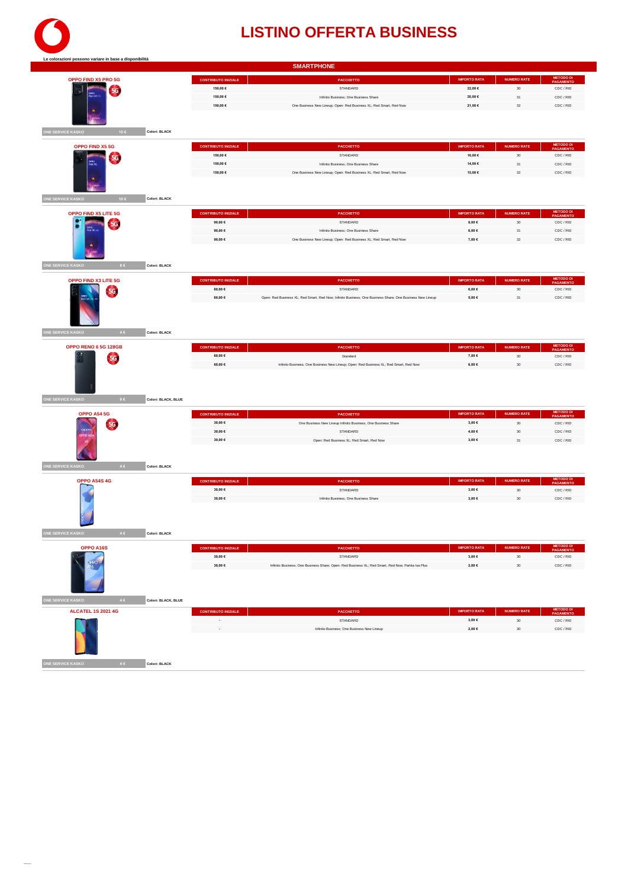# LISTINO OFFERTA BUSINESS

**Le colorazioni possono variare in base a disponibilità**

## SMARTPHONE

### OPPO FIND X5 PRO 5G

| CONTRIBUTO INIZIALE | PACCHETTO | IMPORTO RATA | NUMERO RATE | METODO DI PAGAMENTO |
|---|---|---|---|---|
| 150,00 € | STANDARD | 22,00 € | 30 | CDC / RID |
| 150,00 € | Infinito Business; One Business Share | 20,00 € | 31 | CDC / RID |
| 150,00 € | One Business New Lineup; Open: Red Business XL; Red Smart, Red Now | 21,00 € | 32 | CDC / RID |

ONE SERVICE KASKO 10 € — Colori: BLACK

### OPPO FIND X5 5G

| CONTRIBUTO INIZIALE | PACCHETTO | IMPORTO RATA | NUMERO RATE | METODO DI PAGAMENTO |
|---|---|---|---|---|
| 150,00 € | STANDARD | 16,00 € | 30 | CDC / RID |
| 150,00 € | Infinito Business; One Business Share | 14,00 € | 31 | CDC / RID |
| 150,00 € | One Business New Lineup; Open: Red Business XL; Red Smart, Red Now | 15,00 € | 32 | CDC / RID |

ONE SERVICE KASKO 10 € — Colori: BLACK

### OPPO FIND X5 LITE 5G

| CONTRIBUTO INIZIALE | PACCHETTO | IMPORTO RATA | NUMERO RATE | METODO DI PAGAMENTO |
|---|---|---|---|---|
| 90,00 € | STANDARD | 8,00 € | 30 | CDC / RID |
| 90,00 € | Infinito Business; One Business Share | 6,00 € | 31 | CDC / RID |
| 90,00 € | One Business New Lineup; Open: Red Business XL; Red Smart, Red Now | 7,00 € | 32 | CDC / RID |

ONE SERVICE KASKO 8 € — Colori: BLACK

### OPPO FIND X3 LITE 5G

| CONTRIBUTO INIZIALE | PACCHETTO | IMPORTO RATA | NUMERO RATE | METODO DI PAGAMENTO |
|---|---|---|---|---|
| 60,00 € | STANDARD | 6,00 € | 30 | CDC / RID |
| 60,00 € | Open: Red Business XL; Red Smart, Red Now; Infinito Business; One Business Share; One Business New Lineup | 5,00 € | 31 | CDC / RID |

ONE SERVICE KASKO 4 € — Colori: BLACK

### OPPO RENO 6 5G 128GB

| CONTRIBUTO INIZIALE | PACCHETTO | IMPORTO RATA | NUMERO RATE | METODO DI PAGAMENTO |
|---|---|---|---|---|
| 60,00 € | Standard | 7,00 € | 30 | CDC / RID |
| 60,00 € | Infinito Business; One Business New Lineup; Open: Red Business XL; Red Smart, Red Now | 6,00 € | 30 | CDC / RID |

ONE SERVICE KASKO 8 € — Colori: BLACK, BLUE

### OPPO A54 5G

| CONTRIBUTO INIZIALE | PACCHETTO | IMPORTO RATA | NUMERO RATE | METODO DI PAGAMENTO |
|---|---|---|---|---|
| 30,00 € | One Business New Lineup Infinito Business; One Business Share | 3,00 € | 30 | CDC / RID |
| 30,00 € | STANDARD | 4,00 € | 30 | CDC / RID |
| 30,00 € | Open: Red Business XL; Red Smart, Red Now | 3,00 € | 31 | CDC / RID |

ONE SERVICE KASKO 4 € — Colori: BLACK

### OPPO A54S 4G

| CONTRIBUTO INIZIALE | PACCHETTO | IMPORTO RATA | NUMERO RATE | METODO DI PAGAMENTO |
|---|---|---|---|---|
| 30,00 € | STANDARD | 3,00 € | 30 | CDC / RID |
| 30,00 € | Infinito Business; One Business Share | 3,00 € | 30 | CDC / RID |

ONE SERVICE KASKO 4 € — Colori: BLACK

### OPPO A16S

| CONTRIBUTO INIZIALE | PACCHETTO | IMPORTO RATA | NUMERO RATE | METODO DI PAGAMENTO |
|---|---|---|---|---|
| 30,00 € | STANDARD | 3,00 € | 30 | CDC / RID |
| 30,00 € | Infinito Business; One Business Share; Open: Red Business XL; Red Smart, Red Now, Partita Iva Plus | 2,00 € | 30 | CDC / RID |

ONE SERVICE KASKO 4 € — Colori: BLACK, BLUE

### ALCATEL 1S 2021 4G

| CONTRIBUTO INIZIALE | PACCHETTO | IMPORTO RATA | NUMERO RATE | METODO DI PAGAMENTO |
|---|---|---|---|---|
| - | STANDARD | 3,00 € | 30 | CDC / RID |
| - | Infinito Business; One Business New Lineup | 2,00 € | 30 | CDC / RID |

ONE SERVICE KASKO 4 € — Colori: BLACK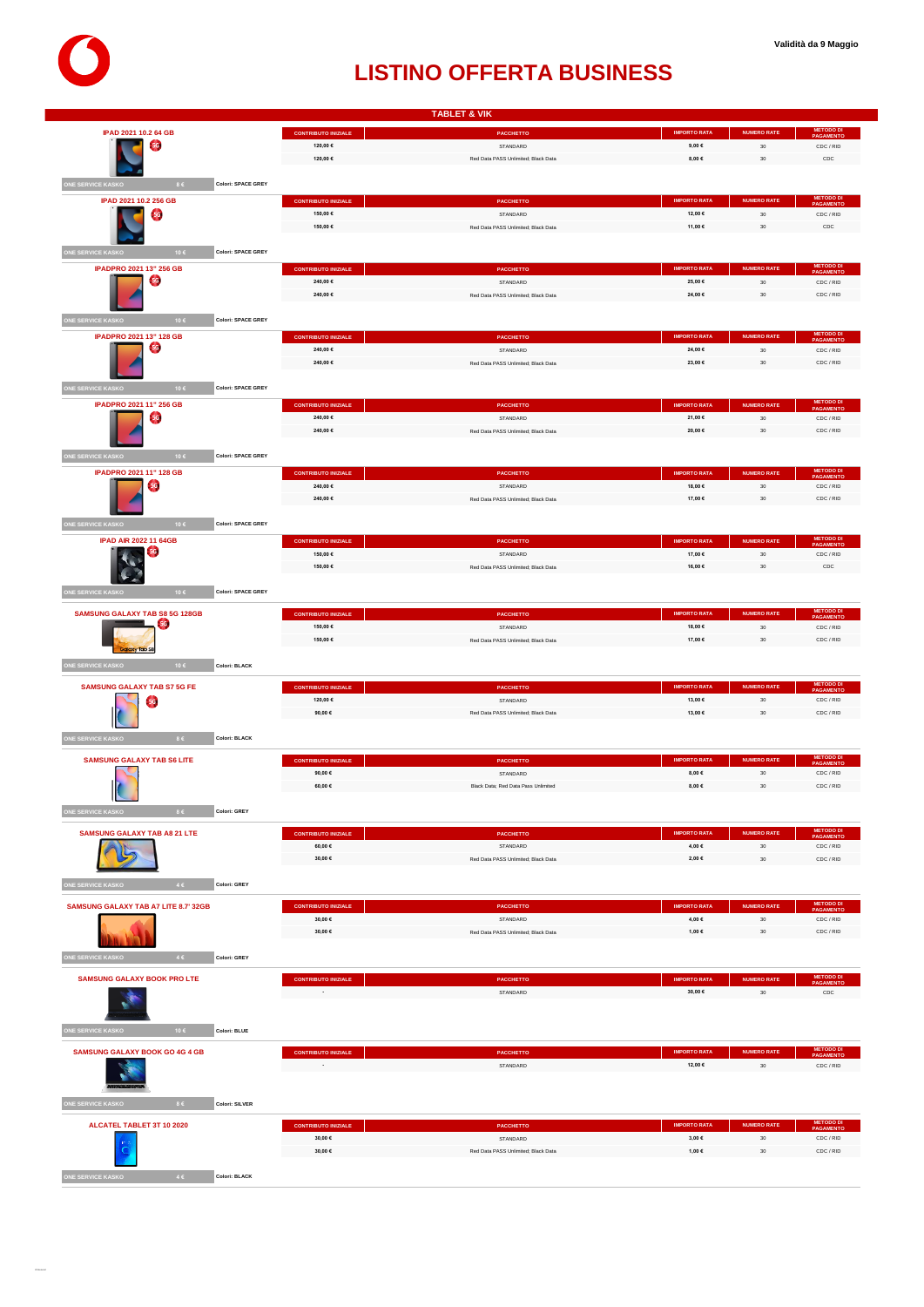Validità da 9 Maggio

# LISTINO OFFERTA BUSINESS

## TABLET & VIK

### IPAD 2021 10.2 64 GB

| CONTRIBUTO INIZIALE | PACCHETTO | IMPORTO RATA | NUMERO RATE | METODO DI PAGAMENTO |
|---|---|---|---|---|
| 120,00 € | STANDARD | 9,00 € | 30 | CDC / RID |
| 120,00 € | Red Data PASS Unlimited; Black Data | 8,00 € | 30 | CDC |

ONE SERVICE KASKO 8 € — Colori: SPACE GREY

### IPAD 2021 10.2 256 GB

| CONTRIBUTO INIZIALE | PACCHETTO | IMPORTO RATA | NUMERO RATE | METODO DI PAGAMENTO |
|---|---|---|---|---|
| 150,00 € | STANDARD | 12,00 € | 30 | CDC / RID |
| 150,00 € | Red Data PASS Unlimited; Black Data | 11,00 € | 30 | CDC |

ONE SERVICE KASKO 10 € — Colori: SPACE GREY

### IPADPRO 2021 13" 256 GB

| CONTRIBUTO INIZIALE | PACCHETTO | IMPORTO RATA | NUMERO RATE | METODO DI PAGAMENTO |
|---|---|---|---|---|
| 240,00 € | STANDARD | 25,00 € | 30 | CDC / RID |
| 240,00 € | Red Data PASS Unlimited; Black Data | 24,00 € | 30 | CDC / RID |

ONE SERVICE KASKO 10 € — Colori: SPACE GREY

### IPADPRO 2021 13" 128 GB

| CONTRIBUTO INIZIALE | PACCHETTO | IMPORTO RATA | NUMERO RATE | METODO DI PAGAMENTO |
|---|---|---|---|---|
| 240,00 € | STANDARD | 24,00 € | 30 | CDC / RID |
| 240,00 € | Red Data PASS Unlimited; Black Data | 23,00 € | 30 | CDC / RID |

ONE SERVICE KASKO 10 € — Colori: SPACE GREY

### IPADPRO 2021 11" 256 GB

| CONTRIBUTO INIZIALE | PACCHETTO | IMPORTO RATA | NUMERO RATE | METODO DI PAGAMENTO |
|---|---|---|---|---|
| 240,00 € | STANDARD | 21,00 € | 30 | CDC / RID |
| 240,00 € | Red Data PASS Unlimited; Black Data | 20,00 € | 30 | CDC / RID |

ONE SERVICE KASKO 10 € — Colori: SPACE GREY

### IPADPRO 2021 11" 128 GB

| CONTRIBUTO INIZIALE | PACCHETTO | IMPORTO RATA | NUMERO RATE | METODO DI PAGAMENTO |
|---|---|---|---|---|
| 240,00 € | STANDARD | 18,00 € | 30 | CDC / RID |
| 240,00 € | Red Data PASS Unlimited; Black Data | 17,00 € | 30 | CDC / RID |

ONE SERVICE KASKO 10 € — Colori: SPACE GREY

### IPAD AIR 2022 11 64GB

| CONTRIBUTO INIZIALE | PACCHETTO | IMPORTO RATA | NUMERO RATE | METODO DI PAGAMENTO |
|---|---|---|---|---|
| 150,00 € | STANDARD | 17,00 € | 30 | CDC / RID |
| 150,00 € | Red Data PASS Unlimited; Black Data | 16,00 € | 30 | CDC |

ONE SERVICE KASKO 10 € — Colori: SPACE GREY

### SAMSUNG GALAXY TAB S8 5G 128GB

| CONTRIBUTO INIZIALE | PACCHETTO | IMPORTO RATA | NUMERO RATE | METODO DI PAGAMENTO |
|---|---|---|---|---|
| 150,00 € | STANDARD | 18,00 € | 30 | CDC / RID |
| 150,00 € | Red Data PASS Unlimited; Black Data | 17,00 € | 30 | CDC / RID |

ONE SERVICE KASKO 10 € — Colori: BLACK

### SAMSUNG GALAXY TAB S7 5G FE

| CONTRIBUTO INIZIALE | PACCHETTO | IMPORTO RATA | NUMERO RATE | METODO DI PAGAMENTO |
|---|---|---|---|---|
| 120,00 € | STANDARD | 13,00 € | 30 | CDC / RID |
| 90,00 € | Red Data PASS Unlimited; Black Data | 13,00 € | 30 | CDC / RID |

ONE SERVICE KASKO 8 € — Colori: BLACK

### SAMSUNG GALAXY TAB S6 LITE

| CONTRIBUTO INIZIALE | PACCHETTO | IMPORTO RATA | NUMERO RATE | METODO DI PAGAMENTO |
|---|---|---|---|---|
| 90,00 € | STANDARD | 8,00 € | 30 | CDC / RID |
| 60,00 € | Black Data; Red Data Pass Unlimited | 8,00 € | 30 | CDC / RID |

ONE SERVICE KASKO 8 € — Colori: GREY

### SAMSUNG GALAXY TAB A8 21 LTE

| CONTRIBUTO INIZIALE | PACCHETTO | IMPORTO RATA | NUMERO RATE | METODO DI PAGAMENTO |
|---|---|---|---|---|
| 60,00 € | STANDARD | 4,00 € | 30 | CDC / RID |
| 30,00 € | Red Data PASS Unlimited; Black Data | 2,00 € | 30 | CDC / RID |

ONE SERVICE KASKO 4 € — Colori: GREY

### SAMSUNG GALAXY TAB A7 LITE 8.7' 32GB

| CONTRIBUTO INIZIALE | PACCHETTO | IMPORTO RATA | NUMERO RATE | METODO DI PAGAMENTO |
|---|---|---|---|---|
| 30,00 € | STANDARD | 4,00 € | 30 | CDC / RID |
| 30,00 € | Red Data PASS Unlimited; Black Data | 1,00 € | 30 | CDC / RID |

ONE SERVICE KASKO 4 € — Colori: GREY

### SAMSUNG GALAXY BOOK PRO LTE

| CONTRIBUTO INIZIALE | PACCHETTO | IMPORTO RATA | NUMERO RATE | METODO DI PAGAMENTO |
|---|---|---|---|---|
| - | STANDARD | 30,00 € | 30 | CDC |

ONE SERVICE KASKO 10 € — Colori: BLUE

### SAMSUNG GALAXY BOOK GO 4G 4 GB

| CONTRIBUTO INIZIALE | PACCHETTO | IMPORTO RATA | NUMERO RATE | METODO DI PAGAMENTO |
|---|---|---|---|---|
| - | STANDARD | 12,00 € | 30 | CDC / RID |

ONE SERVICE KASKO 8 € — Colori: SILVER

### ALCATEL TABLET 3T 10 2020

| CONTRIBUTO INIZIALE | PACCHETTO | IMPORTO RATA | NUMERO RATE | METODO DI PAGAMENTO |
|---|---|---|---|---|
| 30,00 € | STANDARD | 3,00 € | 30 | CDC / RID |
| 30,00 € | Red Data PASS Unlimited; Black Data | 1,00 € | 30 | CDC / RID |

ONE SERVICE KASKO 4 € — Colori: BLACK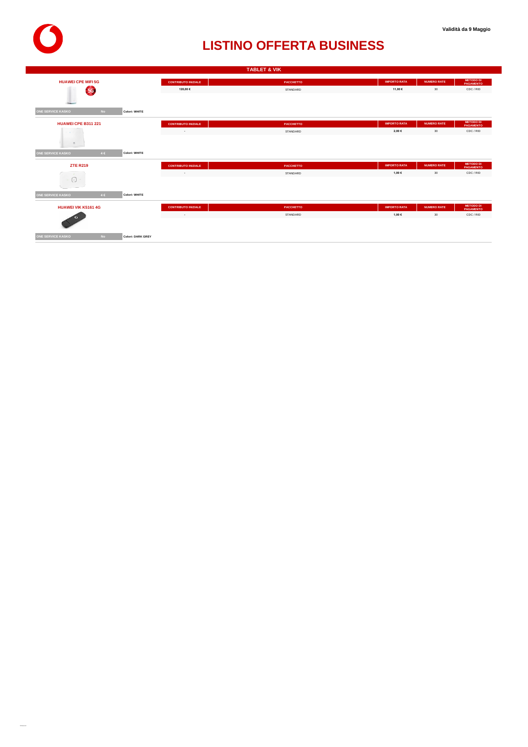Validità da 9 Maggio

# LISTINO OFFERTA BUSINESS

## TABLET & VIK

### HUAWEI CPE MIFI 5G

| CONTRIBUTO INIZIALE | PACCHETTO | IMPORTO RATA | NUMERO RATE | METODO DI PAGAMENTO |
|---|---|---|---|---|
| 120,00 € | STANDARD | 11,00 € | 30 | CDC / RID |

ONE SERVICE KASKO: No — Colori: WHITE

### HUAWEI CPE B311 221

| CONTRIBUTO INIZIALE | PACCHETTO | IMPORTO RATA | NUMERO RATE | METODO DI PAGAMENTO |
|---|---|---|---|---|
| - | STANDARD | 2,00 € | 30 | CDC / RID |

ONE SERVICE KASKO: 4 € — Colori: WHITE

### ZTE R219

| CONTRIBUTO INIZIALE | PACCHETTO | IMPORTO RATA | NUMERO RATE | METODO DI PAGAMENTO |
|---|---|---|---|---|
| - | STANDARD | 1,00 € | 30 | CDC / RID |

ONE SERVICE KASKO: 4 € — Colori: WHITE

### HUAWEI VIK K5161 4G

| CONTRIBUTO INIZIALE | PACCHETTO | IMPORTO RATA | NUMERO RATE | METODO DI PAGAMENTO |
|---|---|---|---|---|
| - | STANDARD | 1,00 € | 30 | CDC / RID |

ONE SERVICE KASKO: No — Colori: DARK GREY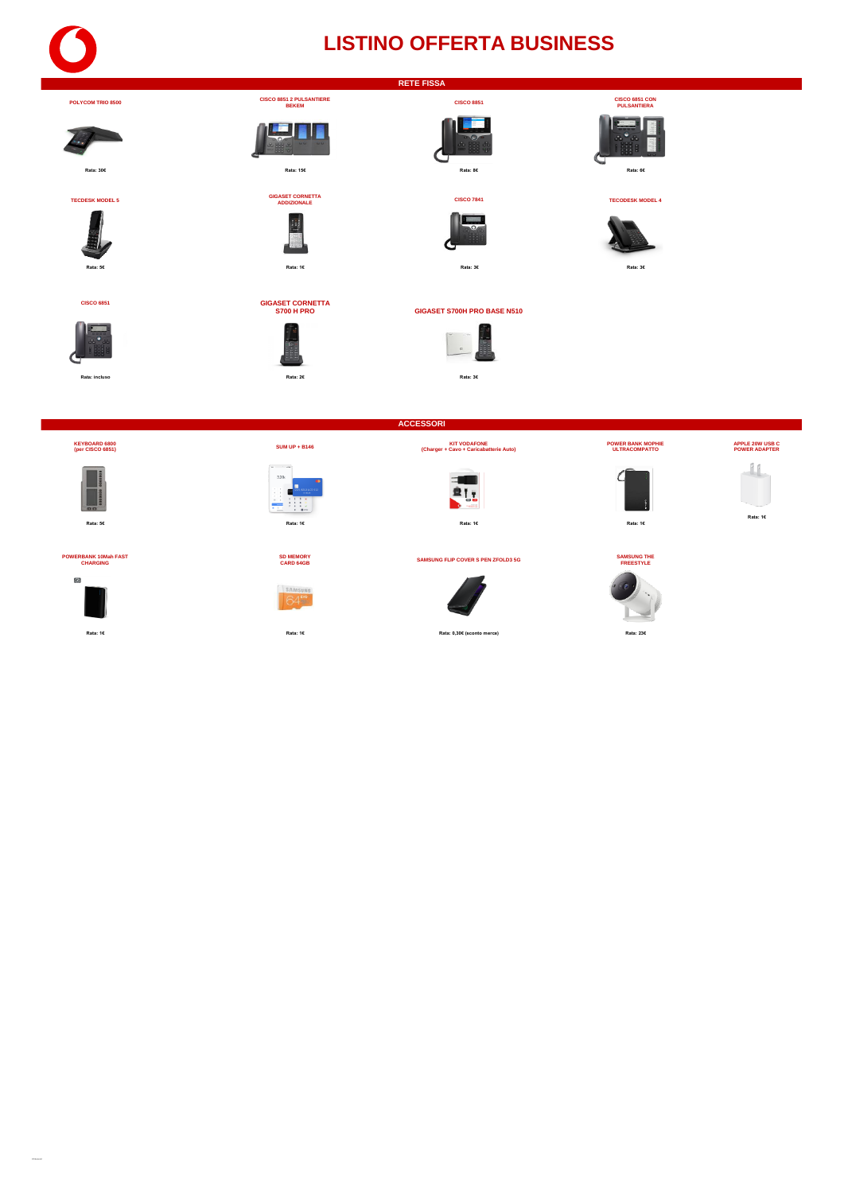# LISTINO OFFERTA BUSINESS

## RETE FISSA

| | | | |
|---|---|---|---|
| **POLYCOM TRIO 8500** | **CISCO 8851 2 PULSANTIERE BEKEM** | **CISCO 8851** | **CISCO 8851 CON PULSANTIERA** |
| Rata: 30€ | Rata: 15€ | Rata: 8€ | Rata: 6€ |
| **TECDESK MODEL 5** | **GIGASET CORNETTA ADDIZIONALE** | **CISCO 7841** | **TECODESK MODEL 4** |
| Rata: 5€ | Rata: 1€ | Rata: 3€ | Rata: 3€ |
| **CISCO 6851** | **GIGASET CORNETTA S700 H PRO** | **GIGASET S700H PRO BASE N510** | |
| Rata: incluso | Rata: 2€ | Rata: 3€ | |

## ACCESSORI

| | | | | |
|---|---|---|---|---|
| **KEYBOARD 6800 (per CISCO 6851)** | **SUM UP + B146** | **KIT VODAFONE (Charger + Cavo + Caricabatterie Auto)** | **POWER BANK MOPHIE ULTRACOMPATTO** | **APPLE 20W USB C POWER ADAPTER** |
| Rata: 5€ | Rata: 1€ | Rata: 1€ | Rata: 1€ | Rata: 1€ |
| **POWERBANK 10Mah FAST CHARGING** | **SD MEMORY CARD 64GB** | **SAMSUNG FLIP COVER S PEN ZFOLD3 5G** | **SAMSUNG THE FREESTYLE** | |
| Rata: 1€ | Rata: 1€ | Rata: 0,30€ (sconto merce) | Rata: 23€ | |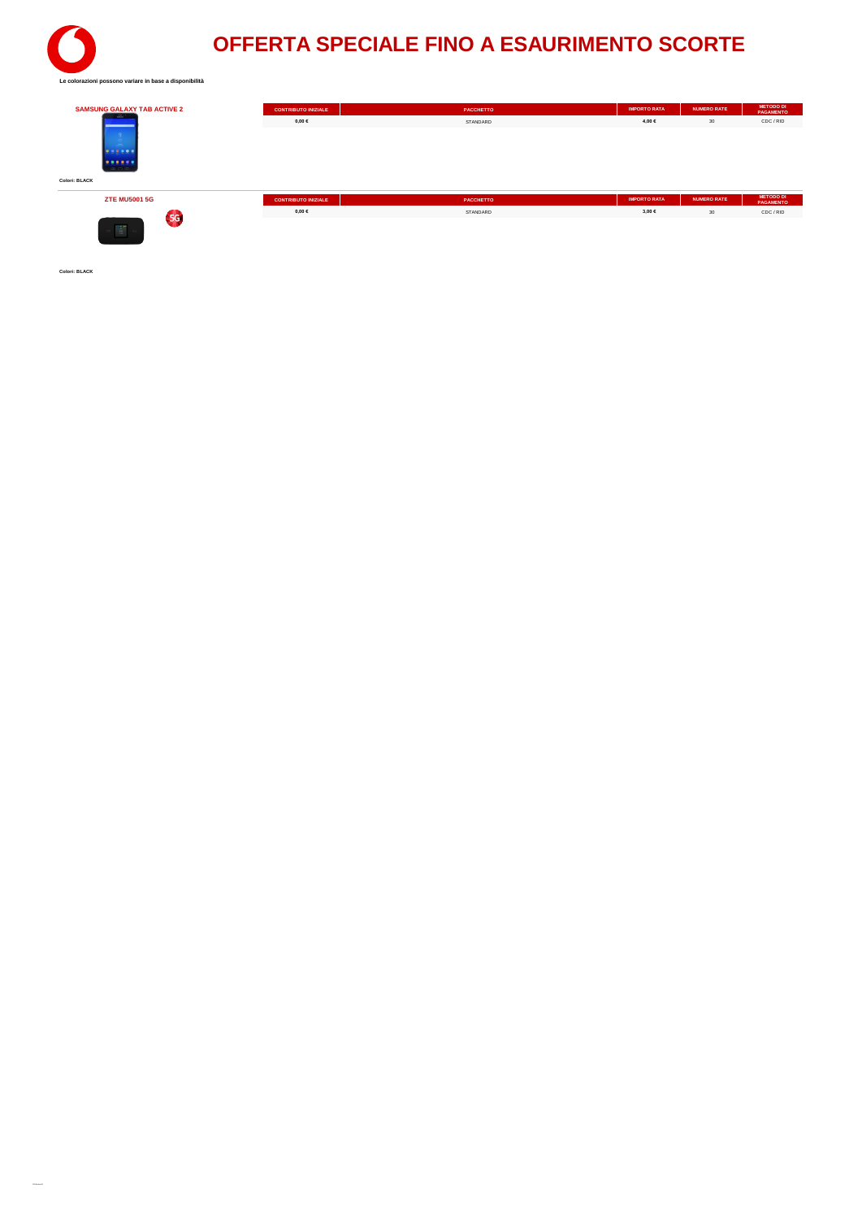# OFFERTA SPECIALE FINO A ESAURIMENTO SCORTE

**Le colorazioni possono variare in base a disponibilità**

## SAMSUNG GALAXY TAB ACTIVE 2

| CONTRIBUTO INIZIALE | PACCHETTO | IMPORTO RATA | NUMERO RATE | METODO DI PAGAMENTO |
|---|---|---|---|---|
| 0,00 € | STANDARD | 4,00 € | 30 | CDC / RID |

**Colori: BLACK**

## ZTE MU5001 5G

| CONTRIBUTO INIZIALE | PACCHETTO | IMPORTO RATA | NUMERO RATE | METODO DI PAGAMENTO |
|---|---|---|---|---|
| 0,00 € | STANDARD | 3,00 € | 30 | CDC / RID |

**Colori: BLACK**